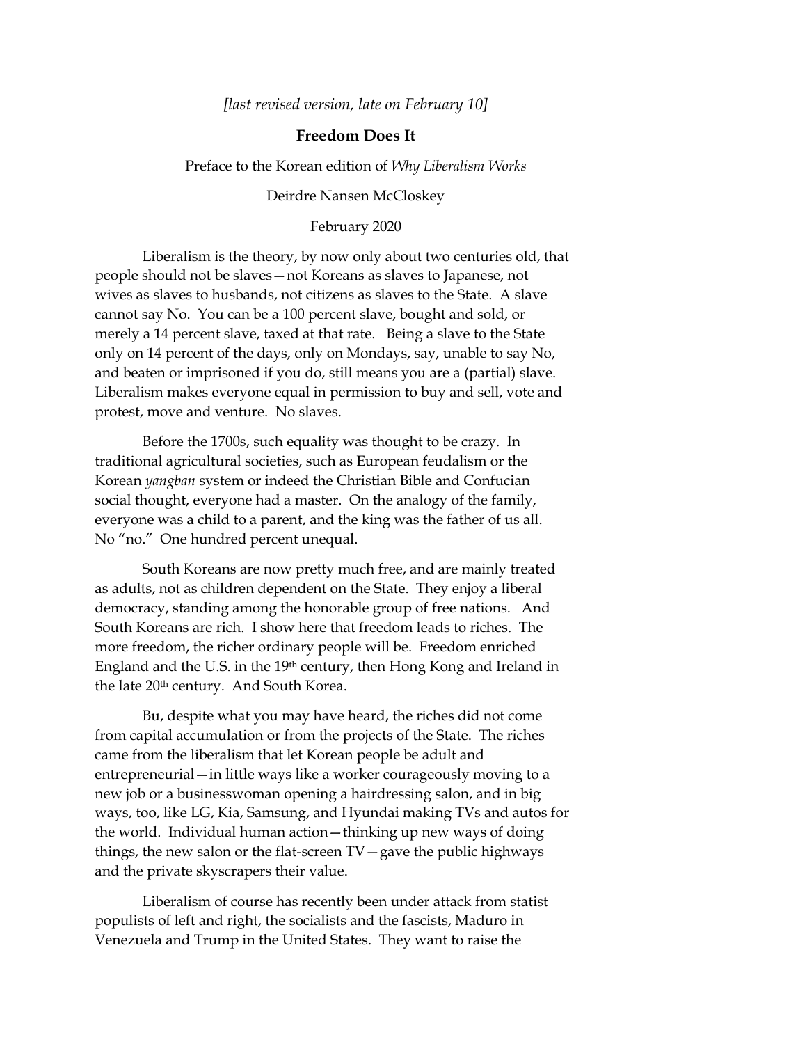*[last revised version, late on February 10]*

# Freedom Does It

Preface to the Korean edition of *Why Liberalism Works*

Deirdre Nansen McCloskey

February 2020

Liberalism is the theory, by now only about two centuries old, that people should not be slaves—not Koreans as slaves to Japanese, not wives as slaves to husbands, not citizens as slaves to the State. A slave cannot say No. You can be a 100 percent slave, bought and sold, or merely a 14 percent slave, taxed at that rate. Being a slave to the State only on 14 percent of the days, only on Mondays, say, unable to say No, and beaten or imprisoned if you do, still means you are a (partial) slave. Liberalism makes everyone equal in permission to buy and sell, vote and protest, move and venture. No slaves.

Before the 1700s, such equality was thought to be crazy. In traditional agricultural societies, such as European feudalism or the Korean *yangban* system or indeed the Christian Bible and Confucian social thought, everyone had a master. On the analogy of the family, everyone was a child to a parent, and the king was the father of us all. No "no." One hundred percent unequal.

South Koreans are now pretty much free, and are mainly treated as adults, not as children dependent on the State. They enjoy a liberal democracy, standing among the honorable group of free nations. And South Koreans are rich. I show here that freedom leads to riches. The more freedom, the richer ordinary people will be. Freedom enriched England and the U.S. in the 19th century, then Hong Kong and Ireland in the late 20th century. And South Korea.

Bu, despite what you may have heard, the riches did not come from capital accumulation or from the projects of the State. The riches came from the liberalism that let Korean people be adult and entrepreneurial—in little ways like a worker courageously moving to a new job or a businesswoman opening a hairdressing salon, and in big ways, too, like LG, Kia, Samsung, and Hyundai making TVs and autos for the world. Individual human action—thinking up new ways of doing things, the new salon or the flat-screen TV—gave the public highways and the private skyscrapers their value.

Liberalism of course has recently been under attack from statist populists of left and right, the socialists and the fascists, Maduro in Venezuela and Trump in the United States. They want to raise the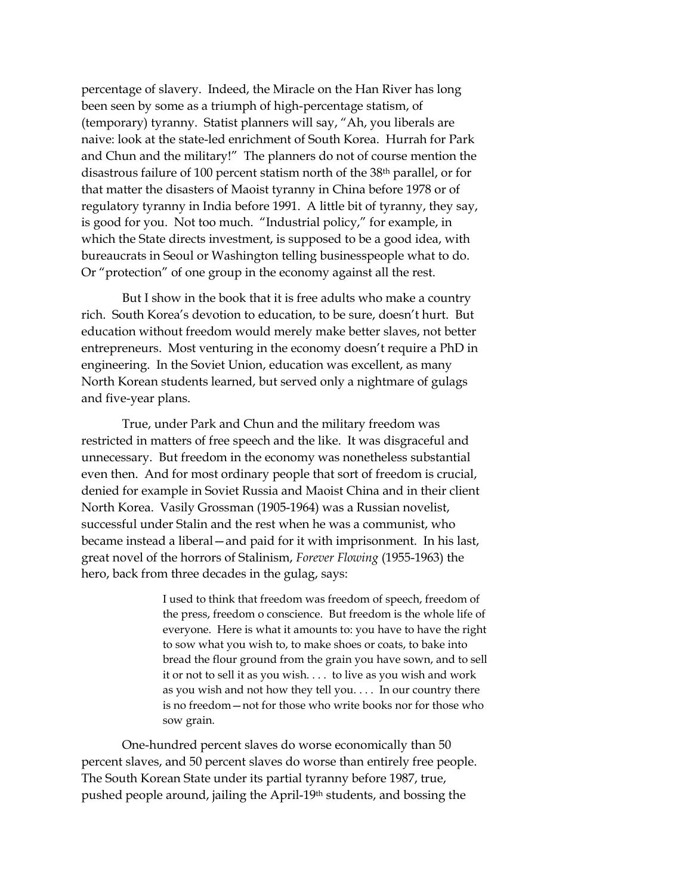percentage of slavery. Indeed, the Miracle on the Han River has long been seen by some as a triumph of high-percentage statism, of (temporary) tyranny. Statist planners will say, "Ah, you liberals are naive: look at the state-led enrichment of South Korea. Hurrah for Park and Chun and the military!" The planners do not of course mention the disastrous failure of 100 percent statism north of the 38th parallel, or for that matter the disasters of Maoist tyranny in China before 1978 or of regulatory tyranny in India before 1991. A little bit of tyranny, they say, is good for you. Not too much. "Industrial policy," for example, in which the State directs investment, is supposed to be a good idea, with bureaucrats in Seoul or Washington telling businesspeople what to do. Or "protection" of one group in the economy against all the rest.

But I show in the book that it is free adults who make a country rich. South Korea's devotion to education, to be sure, doesn't hurt. But education without freedom would merely make better slaves, not better entrepreneurs. Most venturing in the economy doesn't require a PhD in engineering. In the Soviet Union, education was excellent, as many North Korean students learned, but served only a nightmare of gulags and five-year plans.

True, under Park and Chun and the military freedom was restricted in matters of free speech and the like. It was disgraceful and unnecessary. But freedom in the economy was nonetheless substantial even then. And for most ordinary people that sort of freedom is crucial, denied for example in Soviet Russia and Maoist China and in their client North Korea. Vasily Grossman (1905-1964) was a Russian novelist, successful under Stalin and the rest when he was a communist, who became instead a liberal—and paid for it with imprisonment. In his last, great novel of the horrors of Stalinism, *Forever Flowing* (1955-1963) the hero, back from three decades in the gulag, says:

> I used to think that freedom was freedom of speech, freedom of the press, freedom o conscience. But freedom is the whole life of everyone. Here is what it amounts to: you have to have the right to sow what you wish to, to make shoes or coats, to bake into bread the flour ground from the grain you have sown, and to sell it or not to sell it as you wish. . . . to live as you wish and work as you wish and not how they tell you. . . . In our country there is no freedom—not for those who write books nor for those who sow grain.

One-hundred percent slaves do worse economically than 50 percent slaves, and 50 percent slaves do worse than entirely free people. The South Korean State under its partial tyranny before 1987, true, pushed people around, jailing the April-19th students, and bossing the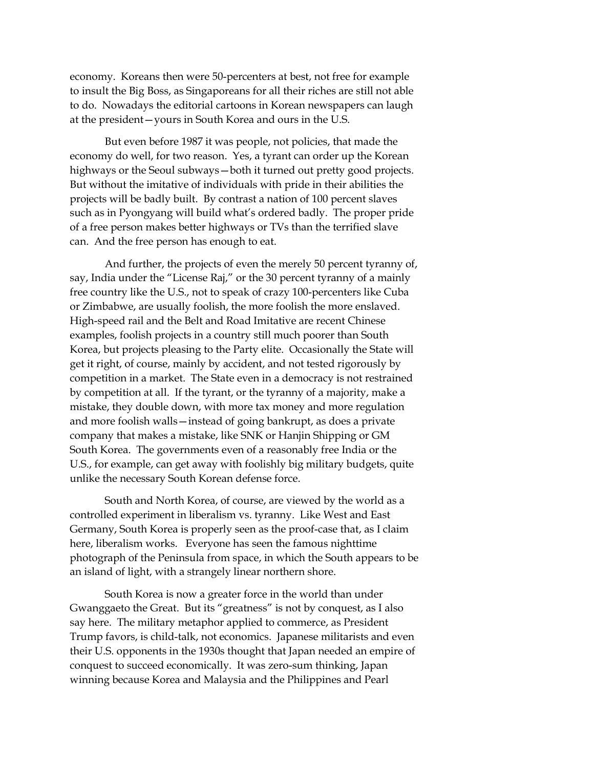economy. Koreans then were 50-percenters at best, not free for example to insult the Big Boss, as Singaporeans for all their riches are still not able to do. Nowadays the editorial cartoons in Korean newspapers can laugh at the president—yours in South Korea and ours in the U.S.

But even before 1987 it was people, not policies, that made the economy do well, for two reason. Yes, a tyrant can order up the Korean highways or the Seoul subways—both it turned out pretty good projects. But without the imitative of individuals with pride in their abilities the projects will be badly built. By contrast a nation of 100 percent slaves such as in Pyongyang will build what's ordered badly. The proper pride of a free person makes better highways or TVs than the terrified slave can. And the free person has enough to eat.

And further, the projects of even the merely 50 percent tyranny of, say, India under the "License Raj," or the 30 percent tyranny of a mainly free country like the U.S., not to speak of crazy 100-percenters like Cuba or Zimbabwe, are usually foolish, the more foolish the more enslaved. High-speed rail and the Belt and Road Imitative are recent Chinese examples, foolish projects in a country still much poorer than South Korea, but projects pleasing to the Party elite. Occasionally the State will get it right, of course, mainly by accident, and not tested rigorously by competition in a market. The State even in a democracy is not restrained by competition at all. If the tyrant, or the tyranny of a majority, make a mistake, they double down, with more tax money and more regulation and more foolish walls—instead of going bankrupt, as does a private company that makes a mistake, like SNK or Hanjin Shipping or GM South Korea. The governments even of a reasonably free India or the U.S., for example, can get away with foolishly big military budgets, quite unlike the necessary South Korean defense force.

South and North Korea, of course, are viewed by the world as a controlled experiment in liberalism vs. tyranny. Like West and East Germany, South Korea is properly seen as the proof-case that, as I claim here, liberalism works. Everyone has seen the famous nighttime photograph of the Peninsula from space, in which the South appears to be an island of light, with a strangely linear northern shore.

South Korea is now a greater force in the world than under Gwanggaeto the Great. But its "greatness" is not by conquest, as I also say here. The military metaphor applied to commerce, as President Trump favors, is child-talk, not economics. Japanese militarists and even their U.S. opponents in the 1930s thought that Japan needed an empire of conquest to succeed economically. It was zero-sum thinking, Japan winning because Korea and Malaysia and the Philippines and Pearl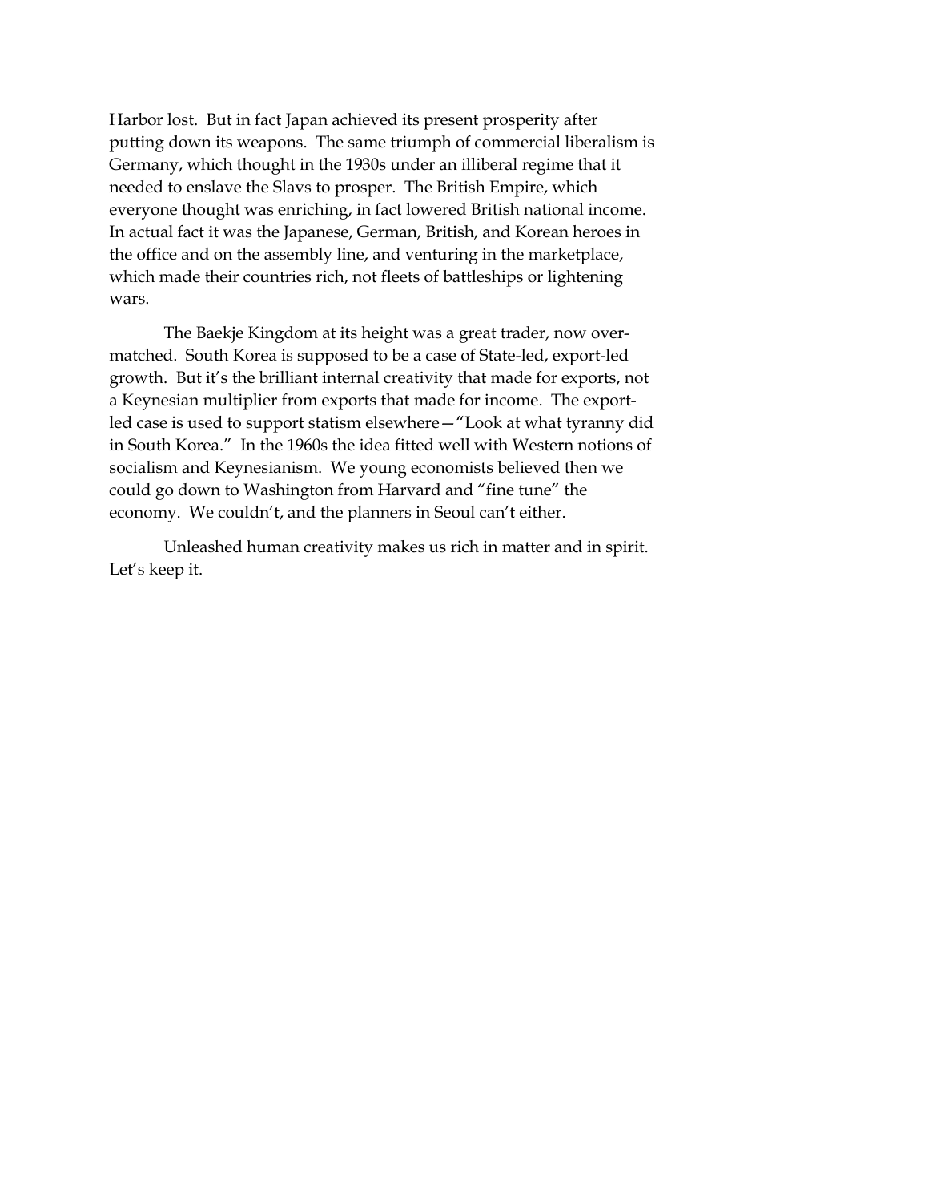Harbor lost. But in fact Japan achieved its present prosperity after putting down its weapons. The same triumph of commercial liberalism is Germany, which thought in the 1930s under an illiberal regime that it needed to enslave the Slavs to prosper. The British Empire, which everyone thought was enriching, in fact lowered British national income. In actual fact it was the Japanese, German, British, and Korean heroes in the office and on the assembly line, and venturing in the marketplace, which made their countries rich, not fleets of battleships or lightening wars.

The Baekje Kingdom at its height was a great trader, now over-matched. South Korea is supposed to be a case of State-led, export-led growth. But it's the brilliant internal creativity that made for exports, not a Keynesian multiplier from exports that made for income. The export-led case is used to support statism elsewhere—"Look at what tyranny did in South Korea." In the 1960s the idea fitted well with Western notions of socialism and Keynesianism. We young economists believed then we could go down to Washington from Harvard and "fine tune" the economy. We couldn't, and the planners in Seoul can't either.

Unleashed human creativity makes us rich in matter and in spirit. Let's keep it.